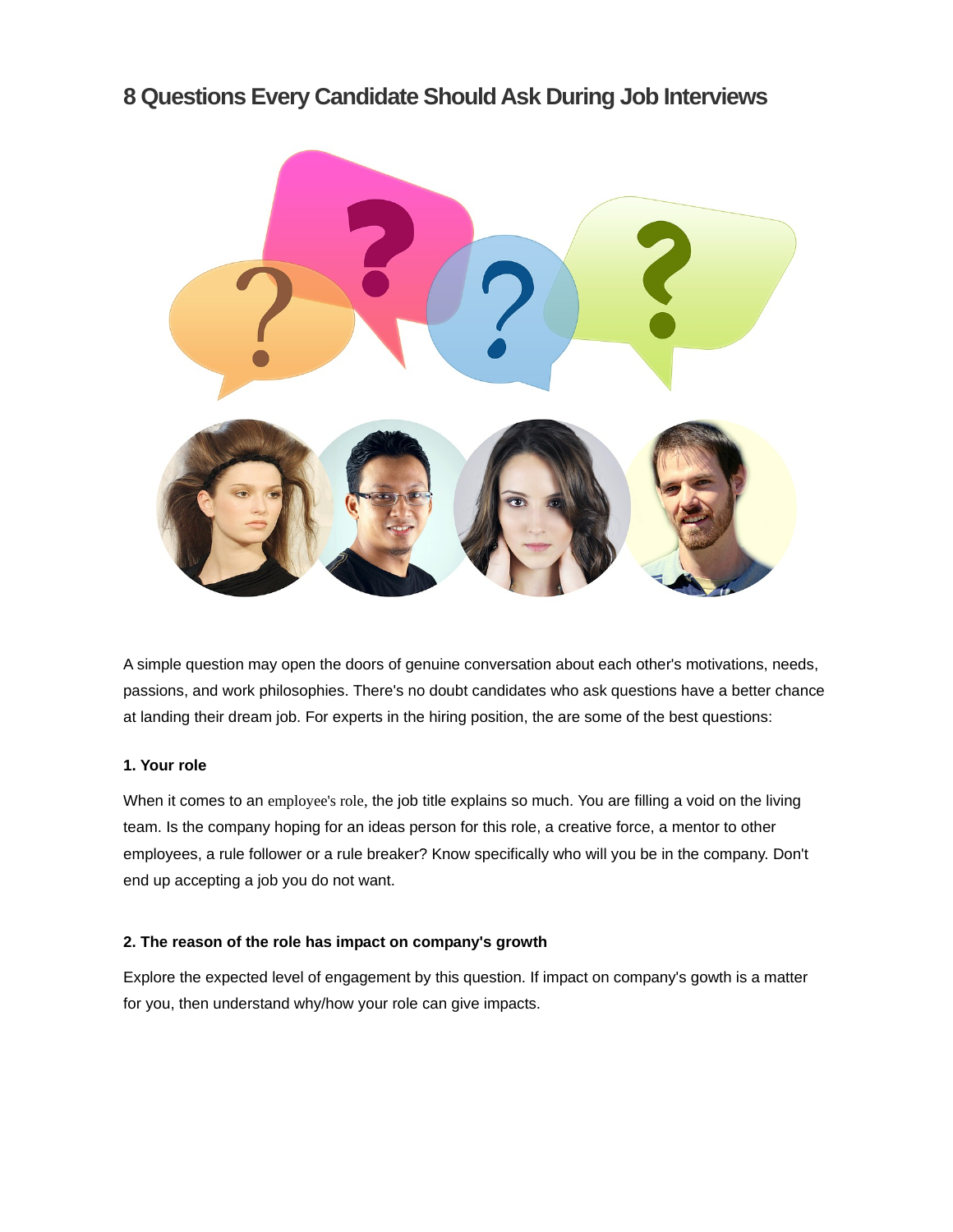# 8 Questions Every Candidate Should Ask During Job Interviews

A simple question may open the doors of genuine conversation about each other's motivations, needs, passions, and work philosophies. There's no doubt candidates who ask questions have a better chance at landing their dream job. For experts in the hiring position, the are some of the best questions:

**1. Your role**

When it comes to an employee's role, the job title explains so much. You are filling a void on the living team. Is the company hoping for an ideas person for this role, a creative force, a mentor to other employees, a rule follower or a rule breaker? Know specifically who will you be in the company. Don't end up accepting a job you do not want.

**2. The reason of the role has impact on company's growth**

Explore the expected level of engagement by this question. If impact on company's gowth is a matter for you, then understand why/how your role can give impacts.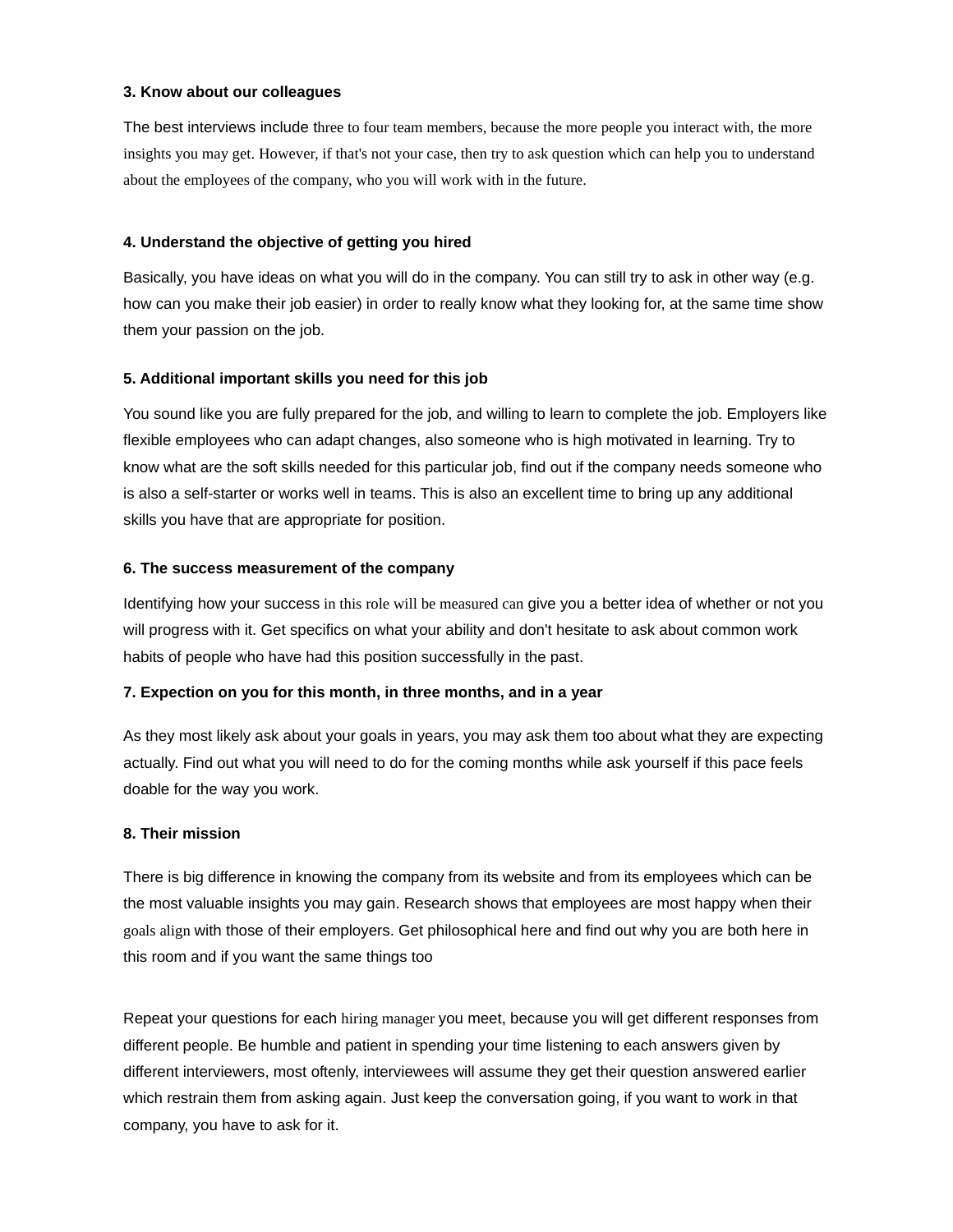**3. Know about our colleagues**

The best interviews include three to four team members, because the more people you interact with, the more insights you may get. However, if that's not your case, then try to ask question which can help you to understand about the employees of the company, who you will work with in the future.

**4. Understand the objective of getting you hired**

Basically, you have ideas on what you will do in the company. You can still try to ask in other way (e.g. how can you make their job easier) in order to really know what they looking for, at the same time show them your passion on the job.

**5. Additional important skills you need for this job**

You sound like you are fully prepared for the job, and willing to learn to complete the job. Employers like flexible employees who can adapt changes, also someone who is high motivated in learning. Try to know what are the soft skills needed for this particular job, find out if the company needs someone who is also a self-starter or works well in teams. This is also an excellent time to bring up any additional skills you have that are appropriate for position.

**6. The success measurement of the company**

Identifying how your success in this role will be measured can give you a better idea of whether or not you will progress with it. Get specifics on what your ability and don't hesitate to ask about common work habits of people who have had this position successfully in the past.

**7. Expection on you for this month, in three months, and in a year**

As they most likely ask about your goals in years, you may ask them too about what they are expecting actually. Find out what you will need to do for the coming months while ask yourself if this pace feels doable for the way you work.

**8. Their mission**

There is big difference in knowing the company from its website and from its employees which can be the most valuable insights you may gain. Research shows that employees are most happy when their goals align with those of their employers. Get philosophical here and find out why you are both here in this room and if you want the same things too

Repeat your questions for each hiring manager you meet, because you will get different responses from different people. Be humble and patient in spending your time listening to each answers given by different interviewers, most oftenly, interviewees will assume they get their question answered earlier which restrain them from asking again. Just keep the conversation going, if you want to work in that company, you have to ask for it.